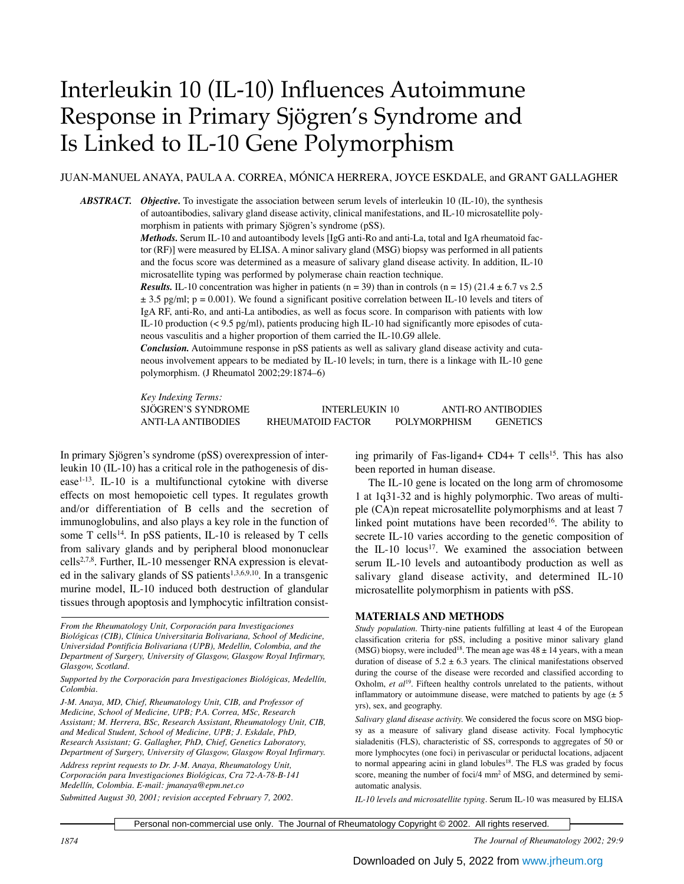# Interleukin 10 (IL-10) Influences Autoimmune Response in Primary Sjögren's Syndrome and Is Linked to IL-10 Gene Polymorphism

JUAN-MANUEL ANAYA, PAULA A. CORREA, MÓNICA HERRERA, JOYCE ESKDALE, and GRANT GALLAGHER

***ABSTRACT.*** ***Objective.*** To investigate the association between serum levels of interleukin 10 (IL-10), the synthesis of autoantibodies, salivary gland disease activity, clinical manifestations, and IL-10 microsatellite polymorphism in patients with primary Sjögren's syndrome (pSS).

***Methods.*** Serum IL-10 and autoantibody levels [IgG anti-Ro and anti-La, total and IgA rheumatoid factor (RF)] were measured by ELISA. A minor salivary gland (MSG) biopsy was performed in all patients and the focus score was determined as a measure of salivary gland disease activity. In addition, IL-10 microsatellite typing was performed by polymerase chain reaction technique.

***Results.*** IL-10 concentration was higher in patients (n = 39) than in controls (n = 15) (21.4 ± 6.7 vs 2.5 ± 3.5 pg/ml; p = 0.001). We found a significant positive correlation between IL-10 levels and titers of IgA RF, anti-Ro, and anti-La antibodies, as well as focus score. In comparison with patients with low IL-10 production (< 9.5 pg/ml), patients producing high IL-10 had significantly more episodes of cutaneous vasculitis and a higher proportion of them carried the IL-10.G9 allele.

***Conclusion.*** Autoimmune response in pSS patients as well as salivary gland disease activity and cutaneous involvement appears to be mediated by IL-10 levels; in turn, there is a linkage with IL-10 gene polymorphism. (J Rheumatol 2002;29:1874–6)

*Key Indexing Terms:*
SJÖGREN'S SYNDROME — INTERLEUKIN 10 — ANTI-RO ANTIBODIES — ANTI-LA ANTIBODIES — RHEUMATOID FACTOR — POLYMORPHISM — GENETICS

In primary Sjögren's syndrome (pSS) overexpression of interleukin 10 (IL-10) has a critical role in the pathogenesis of disease[1-13]. IL-10 is a multifunctional cytokine with diverse effects on most hemopoietic cell types. It regulates growth and/or differentiation of B cells and the secretion of immunoglobulins, and also plays a key role in the function of some T cells[14]. In pSS patients, IL-10 is released by T cells from salivary glands and by peripheral blood mononuclear cells[2,7,8]. Further, IL-10 messenger RNA expression is elevated in the salivary glands of SS patients[1,3,6,9,10]. In a transgenic murine model, IL-10 induced both destruction of glandular tissues through apoptosis and lymphocytic infiltration consisting primarily of Fas-ligand+ CD4+ T cells[15]. This has also been reported in human disease.

The IL-10 gene is located on the long arm of chromosome 1 at 1q31-32 and is highly polymorphic. Two areas of multiple (CA)n repeat microsatellite polymorphisms and at least 7 linked point mutations have been recorded[16]. The ability to secrete IL-10 varies according to the genetic composition of the IL-10 locus[17]. We examined the association between serum IL-10 levels and autoantibody production as well as salivary gland disease activity, and determined IL-10 microsatellite polymorphism in patients with pSS.

*From the Rheumatology Unit, Corporación para Investigaciones Biológicas (CIB), Clínica Universitaria Bolivariana, School of Medicine, Universidad Pontificia Bolivariana (UPB), Medellín, Colombia, and the Department of Surgery, University of Glasgow, Glasgow Royal Infirmary, Glasgow, Scotland.*

*Supported by the Corporación para Investigaciones Biológicas, Medellín, Colombia.*

*J-M. Anaya, MD, Chief, Rheumatology Unit, CIB, and Professor of Medicine, School of Medicine, UPB; P.A. Correa, MSc, Research Assistant; M. Herrera, BSc, Research Assistant, Rheumatology Unit, CIB, and Medical Student, School of Medicine, UPB; J. Eskdale, PhD, Research Assistant; G. Gallagher, PhD, Chief, Genetics Laboratory, Department of Surgery, University of Glasgow, Glasgow Royal Infirmary.*

*Address reprint requests to Dr. J-M. Anaya, Rheumatology Unit, Corporación para Investigaciones Biológicas, Cra 72-A-78-B-141 Medellín, Colombia. E-mail: jmanaya@epm.net.co*

*Submitted August 30, 2001; revision accepted February 7, 2002.*

## MATERIALS AND METHODS

*Study population.* Thirty-nine patients fulfilling at least 4 of the European classification criteria for pSS, including a positive minor salivary gland (MSG) biopsy, were included[18]. The mean age was 48 ± 14 years, with a mean duration of disease of 5.2 ± 6.3 years. The clinical manifestations observed during the course of the disease were recorded and classified according to Oxholm, *et al*[19]. Fifteen healthy controls unrelated to the patients, without inflammatory or autoimmune disease, were matched to patients by age (± 5 yrs), sex, and geography.

*Salivary gland disease activity.* We considered the focus score on MSG biopsy as a measure of salivary gland disease activity. Focal lymphocytic sialadenitis (FLS), characteristic of SS, corresponds to aggregates of 50 or more lymphocytes (one foci) in perivascular or periductal locations, adjacent to normal appearing acini in gland lobules[18]. The FLS was graded by focus score, meaning the number of foci/4 mm$^2$ of MSG, and determined by semi-automatic analysis.

*IL-10 levels and microsatellite typing.* Serum IL-10 was measured by ELISA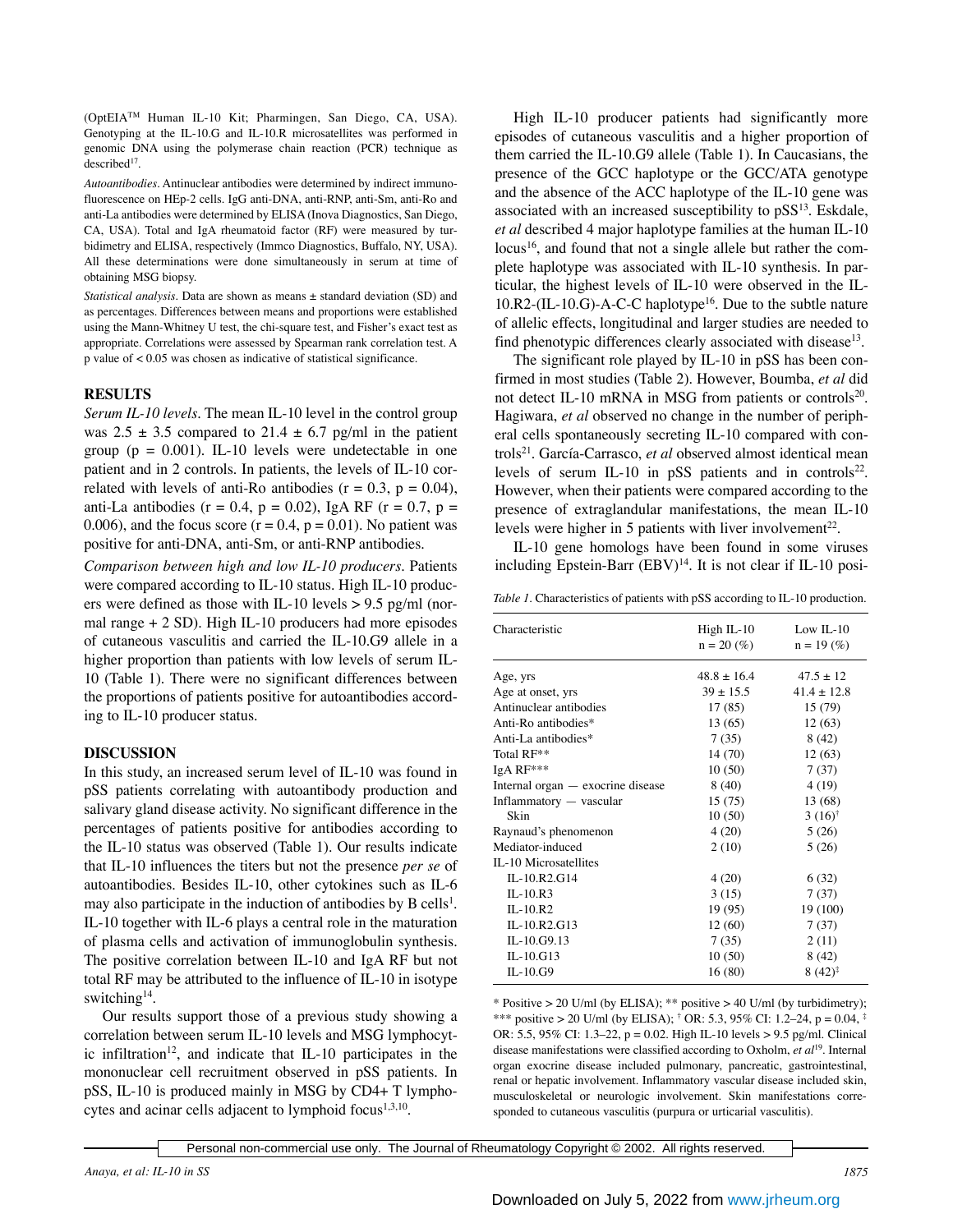(OptEIA™ Human IL-10 Kit; Pharmingen, San Diego, CA, USA). Genotyping at the IL-10.G and IL-10.R microsatellites was performed in genomic DNA using the polymerase chain reaction (PCR) technique as described[17].

*Autoantibodies*. Antinuclear antibodies were determined by indirect immunofluorescence on HEp-2 cells. IgG anti-DNA, anti-RNP, anti-Sm, anti-Ro and anti-La antibodies were determined by ELISA (Inova Diagnostics, San Diego, CA, USA). Total and IgA rheumatoid factor (RF) were measured by turbidimetry and ELISA, respectively (Immco Diagnostics, Buffalo, NY, USA). All these determinations were done simultaneously in serum at time of obtaining MSG biopsy.

*Statistical analysis*. Data are shown as means ± standard deviation (SD) and as percentages. Differences between means and proportions were established using the Mann-Whitney U test, the chi-square test, and Fisher's exact test as appropriate. Correlations were assessed by Spearman rank correlation test. A p value of < 0.05 was chosen as indicative of statistical significance.

## RESULTS

*Serum IL-10 levels*. The mean IL-10 level in the control group was 2.5 ± 3.5 compared to 21.4 ± 6.7 pg/ml in the patient group ($p = 0.001$). IL-10 levels were undetectable in one patient and in 2 controls. In patients, the levels of IL-10 correlated with levels of anti-Ro antibodies ($r = 0.3$, $p = 0.04$), anti-La antibodies ($r = 0.4$, $p = 0.02$), IgA RF ($r = 0.7$, $p = 0.006$), and the focus score ($r = 0.4$, $p = 0.01$). No patient was positive for anti-DNA, anti-Sm, or anti-RNP antibodies.

*Comparison between high and low IL-10 producers*. Patients were compared according to IL-10 status. High IL-10 producers were defined as those with IL-10 levels > 9.5 pg/ml (normal range + 2 SD). High IL-10 producers had more episodes of cutaneous vasculitis and carried the IL-10.G9 allele in a higher proportion than patients with low levels of serum IL-10 (Table 1). There were no significant differences between the proportions of patients positive for autoantibodies according to IL-10 producer status.

## DISCUSSION

In this study, an increased serum level of IL-10 was found in pSS patients correlating with autoantibody production and salivary gland disease activity. No significant difference in the percentages of patients positive for antibodies according to the IL-10 status was observed (Table 1). Our results indicate that IL-10 influences the titers but not the presence *per se* of autoantibodies. Besides IL-10, other cytokines such as IL-6 may also participate in the induction of antibodies by B cells[1]. IL-10 together with IL-6 plays a central role in the maturation of plasma cells and activation of immunoglobulin synthesis. The positive correlation between IL-10 and IgA RF but not total RF may be attributed to the influence of IL-10 in isotype switching[14].

Our results support those of a previous study showing a correlation between serum IL-10 levels and MSG lymphocytic infiltration[12], and indicate that IL-10 participates in the mononuclear cell recruitment observed in pSS patients. In pSS, IL-10 is produced mainly in MSG by CD4+ T lymphocytes and acinar cells adjacent to lymphoid focus[1,3,10].

High IL-10 producer patients had significantly more episodes of cutaneous vasculitis and a higher proportion of them carried the IL-10.G9 allele (Table 1). In Caucasians, the presence of the GCC haplotype or the GCC/ATA genotype and the absence of the ACC haplotype of the IL-10 gene was associated with an increased susceptibility to pSS[13]. Eskdale, *et al* described 4 major haplotype families at the human IL-10 locus[16], and found that not a single allele but rather the complete haplotype was associated with IL-10 synthesis. In particular, the highest levels of IL-10 were observed in the IL-10.R2-(IL-10.G)-A-C-C haplotype[16]. Due to the subtle nature of allelic effects, longitudinal and larger studies are needed to find phenotypic differences clearly associated with disease[13].

The significant role played by IL-10 in pSS has been confirmed in most studies (Table 2). However, Boumba, *et al* did not detect IL-10 mRNA in MSG from patients or controls[20]. Hagiwara, *et al* observed no change in the number of peripheral cells spontaneously secreting IL-10 compared with controls[21]. García-Carrasco, *et al* observed almost identical mean levels of serum IL-10 in pSS patients and in controls[22]. However, when their patients were compared according to the presence of extraglandular manifestations, the mean IL-10 levels were higher in 5 patients with liver involvement[22].

IL-10 gene homologs have been found in some viruses including Epstein-Barr (EBV)[14]. It is not clear if IL-10 posi-

*Table 1*. Characteristics of patients with pSS according to IL-10 production.

| Characteristic | High IL-10 n = 20 (%) | Low IL-10 n = 19 (%) |
|---|---|---|
| Age, yrs | 48.8 ± 16.4 | 47.5 ± 12 |
| Age at onset, yrs | 39 ± 15.5 | 41.4 ± 12.8 |
| Antinuclear antibodies | 17 (85) | 15 (79) |
| Anti-Ro antibodies* | 13 (65) | 12 (63) |
| Anti-La antibodies* | 7 (35) | 8 (42) |
| Total RF** | 14 (70) | 12 (63) |
| IgA RF*** | 10 (50) | 7 (37) |
| Internal organ — exocrine disease | 8 (40) | 4 (19) |
| Inflammatory — vascular | 15 (75) | 13 (68) |
| Skin | 10 (50) | 3 (16)† |
| Raynaud's phenomenon | 4 (20) | 5 (26) |
| Mediator-induced | 2 (10) | 5 (26) |
| IL-10 Microsatellites | | |
| IL-10.R2.G14 | 4 (20) | 6 (32) |
| IL-10.R3 | 3 (15) | 7 (37) |
| IL-10.R2 | 19 (95) | 19 (100) |
| IL-10.R2.G13 | 12 (60) | 7 (37) |
| IL-10.G9.13 | 7 (35) | 2 (11) |
| IL-10.G13 | 10 (50) | 8 (42) |
| IL-10.G9 | 16 (80) | 8 (42)‡ |

\* Positive > 20 U/ml (by ELISA); ** positive > 40 U/ml (by turbidimetry); *** positive > 20 U/ml (by ELISA); † OR: 5.3, 95% CI: 1.2–24, $p = 0.04$, ‡ OR: 5.5, 95% CI: 1.3–22, $p = 0.02$. High IL-10 levels > 9.5 pg/ml. Clinical disease manifestations were classified according to Oxholm, *et al*[19]. Internal organ exocrine disease included pulmonary, pancreatic, gastrointestinal, renal or hepatic involvement. Inflammatory vascular disease included skin, musculoskeletal or neurologic involvement. Skin manifestations corresponded to cutaneous vasculitis (purpura or urticarial vasculitis).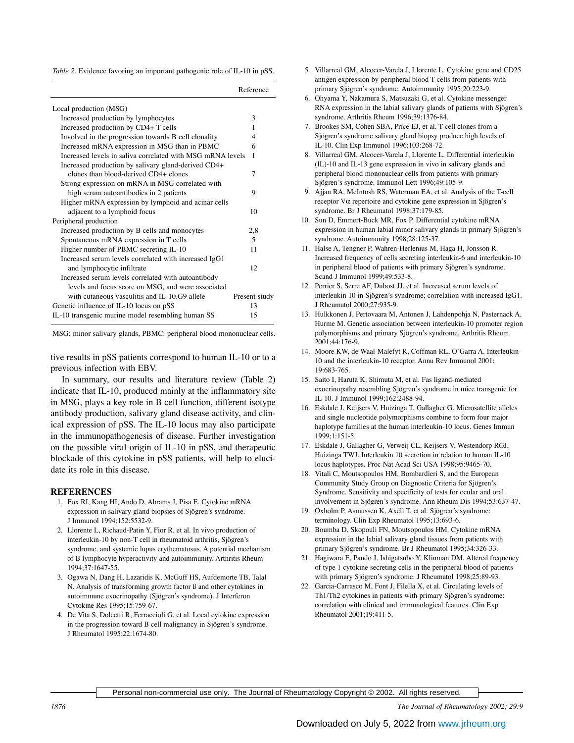*Table 2.* Evidence favoring an important pathogenic role of IL-10 in pSS.

| | Reference |
|---|---|
| Local production (MSG) | |
| Increased production by lymphocytes | 3 |
| Increased production by CD4+ T cells | 1 |
| Involved in the progression towards B cell clonality | 4 |
| Increased mRNA expression in MSG than in PBMC | 6 |
| Increased levels in saliva correlated with MSG mRNA levels | 1 |
| Increased production by salivary gland-derived CD4+ clones than blood-derived CD4+ clones | 7 |
| Strong expression on mRNA in MSG correlated with high serum autoantibodies in 2 patients | 9 |
| Higher mRNA expression by lymphoid and acinar cells adjacent to a lymphoid focus | 10 |
| Peripheral production | |
| Increased production by B cells and monocytes | 2,8 |
| Spontaneous mRNA expression in T cells | 5 |
| Higher number of PBMC secreting IL-10 | 11 |
| Increased serum levels correlated with increased IgG1 and lymphocytic infiltrate | 12 |
| Increased serum levels correlated with autoantibody levels and focus score on MSG, and were associated with cutaneous vasculitis and IL-10.G9 allele | Present study |
| Genetic influence of IL-10 locus on pSS | 13 |
| IL-10 transgenic murine model resembling human SS | 15 |

MSG: minor salivary glands, PBMC: peripheral blood mononuclear cells.

tive results in pSS patients correspond to human IL-10 or to a previous infection with EBV.

In summary, our results and literature review (Table 2) indicate that IL-10, produced mainly at the inflammatory site in MSG, plays a key role in B cell function, different isotype antibody production, salivary gland disease activity, and clinical expression of pSS. The IL-10 locus may also participate in the immunopathogenesis of disease. Further investigation on the possible viral origin of IL-10 in pSS, and therapeutic blockade of this cytokine in pSS patients, will help to elucidate its role in this disease.

## REFERENCES

1. Fox RI, Kang HI, Ando D, Abrams J, Pisa E. Cytokine mRNA expression in salivary gland biopsies of Sjögren's syndrome. J Immunol 1994;152:5532-9.
2. Llorente L, Richaud-Patin Y, Fior R, et al. In vivo production of interleukin-10 by non-T cell in rheumatoid arthritis, Sjögren's syndrome, and systemic lupus erythematosus. A potential mechanism of B lymphocyte hyperactivity and autoimmunity. Arthritis Rheum 1994;37:1647-55.
3. Ogawa N, Dang H, Lazaridis K, McGuff HS, Aufdemorte TB, Talal N. Analysis of transforming growth factor ß and other cytokines in autoimmune exocrinopathy (Sjögren's syndrome). J Interferon Cytokine Res 1995;15:759-67.
4. De Vita S, Dolcetti R, Ferraccioli G, et al. Local cytokine expression in the progression toward B cell malignancy in Sjögren's syndrome. J Rheumatol 1995;22:1674-80.
5. Villarreal GM, Alcocer-Varela J, Llorente L. Cytokine gene and CD25 antigen expression by peripheral blood T cells from patients with primary Sjögren's syndrome. Autoimmunity 1995;20:223-9.
6. Ohyama Y, Nakamura S, Matsuzaki G, et al. Cytokine messenger RNA expression in the labial salivary glands of patients with Sjögren's syndrome. Arthritis Rheum 1996;39:1376-84.
7. Brookes SM, Cohen SBA, Price EJ, et al. T cell clones from a Sjögren's syndrome salivary gland biopsy produce high levels of IL-10. Clin Exp Immunol 1996;103:268-72.
8. Villarreal GM, Alcocer-Varela J, Llorente L. Differential interleukin (IL)-10 and IL-13 gene expression in vivo in salivary glands and peripheral blood mononuclear cells from patients with primary Sjögren's syndrome. Immunol Lett 1996;49:105-9.
9. Ajjan RA, McIntosh RS, Waterman EA, et al. Analysis of the T-cell receptor Vα repertoire and cytokine gene expression in Sjögren's syndrome. Br J Rheumatol 1998;37:179-85.
10. Sun D, Emmert-Buck MR, Fox P. Differential cytokine mRNA expression in human labial minor salivary glands in primary Sjögren's syndrome. Autoimmunity 1998;28:125-37.
11. Halse A, Tengner P, Wahren-Herlenius M, Haga H, Jonsson R. Increased frequency of cells secreting interleukin-6 and interleukin-10 in peripheral blood of patients with primary Sjögren's syndrome. Scand J Immunol 1999;49:533-8.
12. Perrier S, Serre AF, Dubost JJ, et al. Increased serum levels of interleukin 10 in Sjögren's syndrome; correlation with increased IgG1. J Rheumatol 2000;27:935-9.
13. Hulkkonen J, Pertovaara M, Antonen J, Lahdenpohja N, Pasternack A, Hurme M. Genetic association between interleukin-10 promoter region polymorphisms and primary Sjögren's syndrome. Arthritis Rheum 2001;44:176-9.
14. Moore KW, de Waal-Malefyt R, Coffman RL, O'Garra A. Interleukin-10 and the interleukin-10 receptor. Annu Rev Immunol 2001; 19:683-765.
15. Saito I, Haruta K, Shimuta M, et al. Fas ligand-mediated exocrinopathy resembling Sjögren's syndrome in mice transgenic for IL-10. J Immunol 1999;162:2488-94.
16. Eskdale J, Keijsers V, Huizinga T, Gallagher G. Microsatellite alleles and single nucleotide polymorphisms combine to form four major haplotype families at the human interleukin-10 locus. Genes Immun 1999;1:151-5.
17. Eskdale J, Gallagher G, Verweij CL, Keijsers V, Westendorp RGJ, Huizinga TWJ. Interleukin 10 secretion in relation to human IL-10 locus haplotypes. Proc Nat Acad Sci USA 1998;95:9465-70.
18. Vitali C, Moutsopoulos HM, Bombardieri S, and the European Community Study Group on Diagnostic Criteria for Sjögren's Syndrome. Sensitivity and specificity of tests for ocular and oral involvement in Sjögren's syndrome. Ann Rheum Dis 1994;53:637-47.
19. Oxholm P, Asmussen K, Axéll T, et al. Sjögren´s syndrome: terminology. Clin Exp Rheumatol 1995;13:693-6.
20. Boumba D, Skopouli FN, Moutsopoulos HM. Cytokine mRNA expression in the labial salivary gland tissues from patients with primary Sjögren's syndrome. Br J Rheumatol 1995;34:326-33.
21. Hagiwara E, Pando J, Ishigatsubo Y, Klinman DM. Altered frequency of type 1 cytokine secreting cells in the peripheral blood of patients with primary Sjögren's syndrome. J Rheumatol 1998;25:89-93.
22. Garcia-Carrasco M, Font J, Filella X, et al. Circulating levels of Th1/Th2 cytokines in patients with primary Sjögren's syndrome: correlation with clinical and immunological features. Clin Exp Rheumatol 2001;19:411-5.